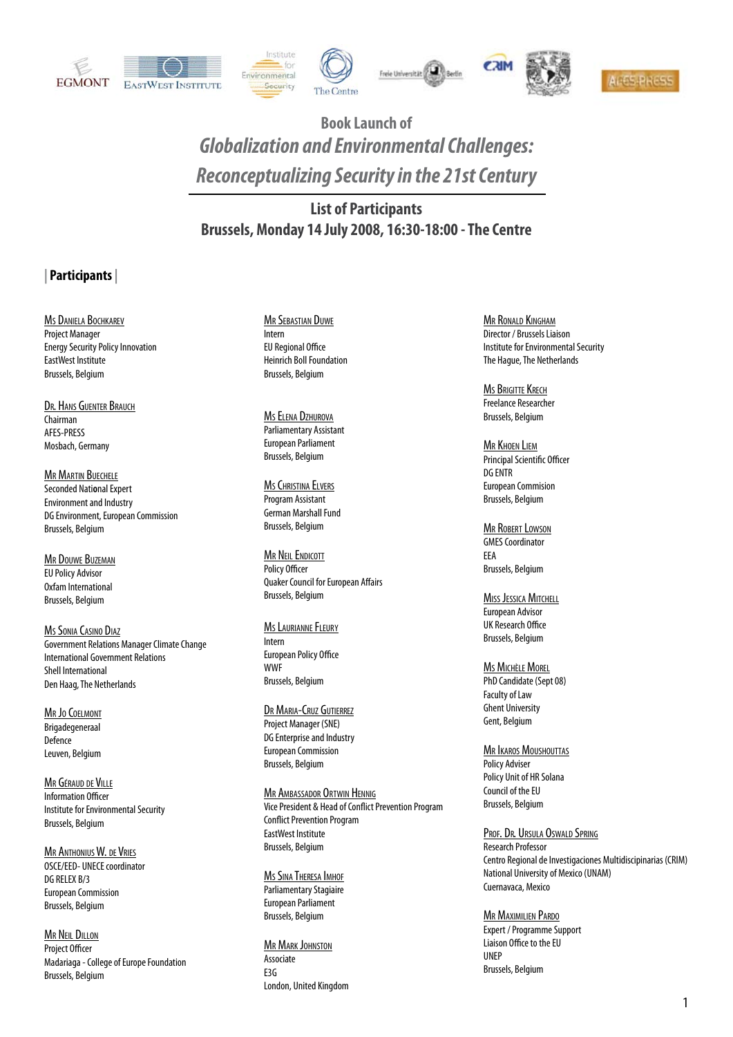Book Launch of

# *Globalization and Environmental Challenges: Reconceptualizing Security in the 21st Century*

## List of Participants

## Brussels, Monday 14 July 2008, 16:30-18:00 - The Centre

### | Participants |

Ms Daniela Bochkarev
Project Manager
Energy Security Policy Innovation
EastWest Institute
Brussels, Belgium

Dr. Hans Guenter Brauch
Chairman
AFES-PRESS
Mosbach, Germany

Mr Martin Buechele
Seconded National Expert
Environment and Industry
DG Environment, European Commission
Brussels, Belgium

Mr Douwe Buzeman
EU Policy Advisor
Oxfam International
Brussels, Belgium

Ms Sonia Casino Diaz
Government Relations Manager Climate Change
International Government Relations
Shell International
Den Haag, The Netherlands

Mr Jo Coelmont
Brigadegeneraal
Defence
Leuven, Belgium

Mr Géraud de Ville
Information Officer
Institute for Environmental Security
Brussels, Belgium

Mr Anthonius W. de Vries
OSCE/EED- UNECE coordinator
DG RELEX B/3
European Commission
Brussels, Belgium

Mr Neil Dillon
Project Officer
Madariaga - College of Europe Foundation
Brussels, Belgium

Mr Sebastian Duwe
Intern
EU Regional Office
Heinrich Boll Foundation
Brussels, Belgium

Ms Elena Dzhurova
Parliamentary Assistant
European Parliament
Brussels, Belgium

Ms Christina Elvers
Program Assistant
German Marshall Fund
Brussels, Belgium

Mr Neil Endicott
Policy Officer
Quaker Council for European Affairs
Brussels, Belgium

Ms Laurianne Fleury
Intern
European Policy Office
WWF
Brussels, Belgium

Dr Maria-Cruz Gutierrez
Project Manager (SNE)
DG Enterprise and Industry
European Commission
Brussels, Belgium

Mr Ambassador Ortwin Hennig
Vice President & Head of Conflict Prevention Program
Conflict Prevention Program
EastWest Institute
Brussels, Belgium

Ms Sina Theresa Imhof
Parliamentary Stagiaire
European Parliament
Brussels, Belgium

Mr Mark Johnston
Associate
E3G
London, United Kingdom

Mr Ronald Kingham
Director / Brussels Liaison
Institute for Environmental Security
The Hague, The Netherlands

Ms Brigitte Krech
Freelance Researcher
Brussels, Belgium

Mr Khoen Liem
Principal Scientific Officer
DG ENTR
European Commision
Brussels, Belgium

Mr Robert Lowson
GMES Coordinator
EEA
Brussels, Belgium

Miss Jessica Mitchell
European Advisor
UK Research Office
Brussels, Belgium

Ms Michèle Morel
PhD Candidate (Sept 08)
Faculty of Law
Ghent University
Gent, Belgium

Mr Ikaros Moushouttas
Policy Adviser
Policy Unit of HR Solana
Council of the EU
Brussels, Belgium

Prof. Dr. Ursula Oswald Spring
Research Professor
Centro Regional de Investigaciones Multidiscipinarias (CRIM)
National University of Mexico (UNAM)
Cuernavaca, Mexico

Mr Maximilien Pardo
Expert / Programme Support
Liaison Office to the EU
UNEP
Brussels, Belgium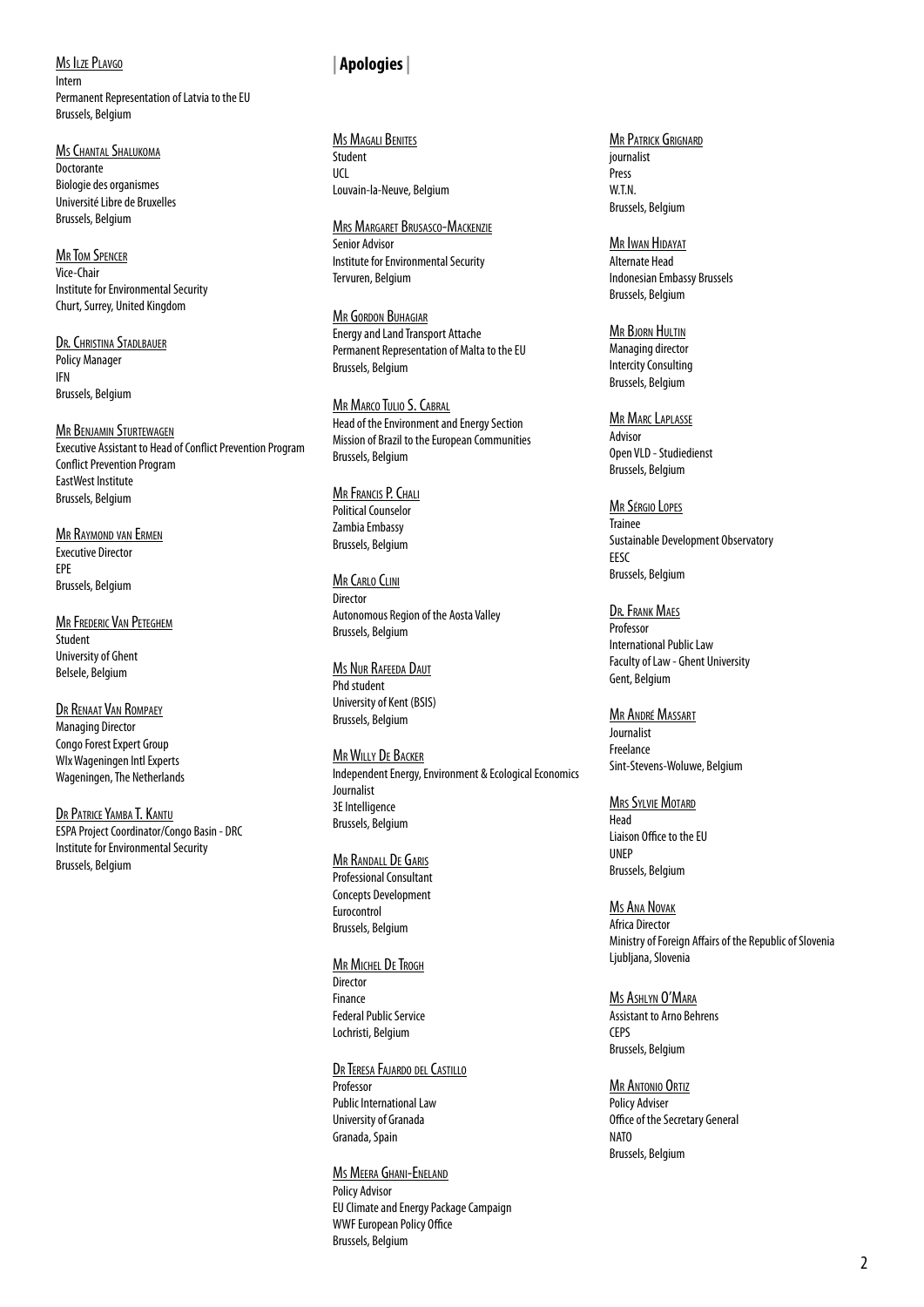Ms Ilze Plavgo
Intern
Permanent Representation of Latvia to the EU
Brussels, Belgium

Ms Chantal Shalukoma
Doctorante
Biologie des organismes
Université Libre de Bruxelles
Brussels, Belgium

Mr Tom Spencer
Vice-Chair
Institute for Environmental Security
Churt, Surrey, United Kingdom

Dr. Christina Stadlbauer
Policy Manager
IFN
Brussels, Belgium

Mr Benjamin Sturtewagen
Executive Assistant to Head of Conflict Prevention Program
Conflict Prevention Program
EastWest Institute
Brussels, Belgium

Mr Raymond van Ermen
Executive Director
EPE
Brussels, Belgium

Mr Frederic Van Peteghem
Student
University of Ghent
Belsele, Belgium

Dr Renaat Van Rompaey
Managing Director
Congo Forest Expert Group
WIx Wageningen Intl Experts
Wageningen, The Netherlands

Dr Patrice Yamba T. Kantu
ESPA Project Coordinator/Congo Basin - DRC
Institute for Environmental Security
Brussels, Belgium

## | Apologies |

Ms Magali Benites
Student
UCL
Louvain-la-Neuve, Belgium

Mrs Margaret Brusasco-Mackenzie
Senior Advisor
Institute for Environmental Security
Tervuren, Belgium

Mr Gordon Buhagiar
Energy and Land Transport Attache
Permanent Representation of Malta to the EU
Brussels, Belgium

Mr Marco Tulio S. Cabral
Head of the Environment and Energy Section
Mission of Brazil to the European Communities
Brussels, Belgium

Mr Francis P. Chali
Political Counselor
Zambia Embassy
Brussels, Belgium

Mr Carlo Clini
Director
Autonomous Region of the Aosta Valley
Brussels, Belgium

Ms Nur Rafeeda Daut
Phd student
University of Kent (BSIS)
Brussels, Belgium

Mr Willy De Backer
Independent Energy, Environment & Ecological Economics
Journalist
3E Intelligence
Brussels, Belgium

Mr Randall De Garis
Professional Consultant
Concepts Development
Eurocontrol
Brussels, Belgium

Mr Michel De Trogh
Director
Finance
Federal Public Service
Lochristi, Belgium

Dr Teresa Fajardo del Castillo
Professor
Public International Law
University of Granada
Granada, Spain

Ms Meera Ghani-Eneland
Policy Advisor
EU Climate and Energy Package Campaign
WWF European Policy Office
Brussels, Belgium

Mr Patrick Grignard
journalist
Press
W.T.N.
Brussels, Belgium

Mr Iwan Hidayat
Alternate Head
Indonesian Embassy Brussels
Brussels, Belgium

Mr Bjorn Hultin
Managing director
Intercity Consulting
Brussels, Belgium

Mr Marc Laplasse
Advisor
Open VLD - Studiedienst
Brussels, Belgium

Mr Sérgio Lopes
Trainee
Sustainable Development Observatory
EESC
Brussels, Belgium

Dr. Frank Maes
Professor
International Public Law
Faculty of Law - Ghent University
Gent, Belgium

Mr André Massart
Journalist
Freelance
Sint-Stevens-Woluwe, Belgium

Mrs Sylvie Motard
Head
Liaison Office to the EU
UNEP
Brussels, Belgium

Ms Ana Novak
Africa Director
Ministry of Foreign Affairs of the Republic of Slovenia
Ljubljana, Slovenia

Ms Ashlyn O'Mara
Assistant to Arno Behrens
CEPS
Brussels, Belgium

Mr Antonio Ortiz
Policy Adviser
Office of the Secretary General
NATO
Brussels, Belgium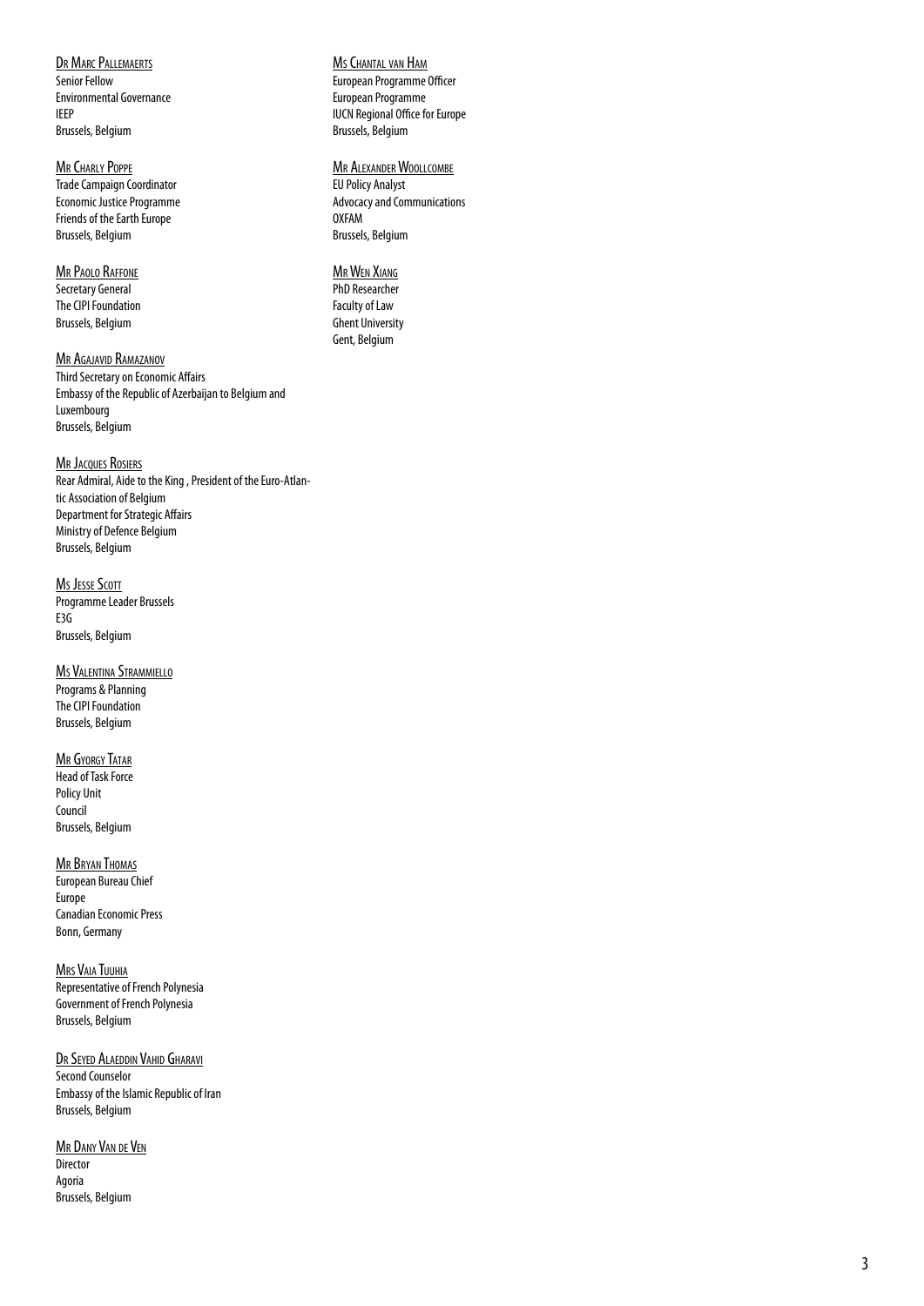Dr Marc Pallemaerts
Senior Fellow
Environmental Governance
IEEP
Brussels, Belgium

Mr Charly Poppe
Trade Campaign Coordinator
Economic Justice Programme
Friends of the Earth Europe
Brussels, Belgium

Mr Paolo Raffone
Secretary General
The CIPI Foundation
Brussels, Belgium

Mr Agajavid Ramazanov
Third Secretary on Economic Affairs
Embassy of the Republic of Azerbaijan to Belgium and Luxembourg
Brussels, Belgium

Mr Jacques Rosiers
Rear Admiral, Aide to the King , President of the Euro-Atlantic Association of Belgium
Department for Strategic Affairs
Ministry of Defence Belgium
Brussels, Belgium

Ms Jesse Scott
Programme Leader Brussels
E3G
Brussels, Belgium

Ms Valentina Strammiello
Programs & Planning
The CIPI Foundation
Brussels, Belgium

Mr Gyorgy Tatar
Head of Task Force
Policy Unit
Council
Brussels, Belgium

Mr Bryan Thomas
European Bureau Chief
Europe
Canadian Economic Press
Bonn, Germany

Mrs Vaia Tuuhia
Representative of French Polynesia
Government of French Polynesia
Brussels, Belgium

Dr Seyed Alaeddin Vahid Gharavi
Second Counselor
Embassy of the Islamic Republic of Iran
Brussels, Belgium

Mr Dany Van de Ven
Director
Agoria
Brussels, Belgium

Ms Chantal van Ham
European Programme Officer
European Programme
IUCN Regional Office for Europe
Brussels, Belgium

Mr Alexander Woollcombe
EU Policy Analyst
Advocacy and Communications
OXFAM
Brussels, Belgium

Mr Wen Xiang
PhD Researcher
Faculty of Law
Ghent University
Gent, Belgium